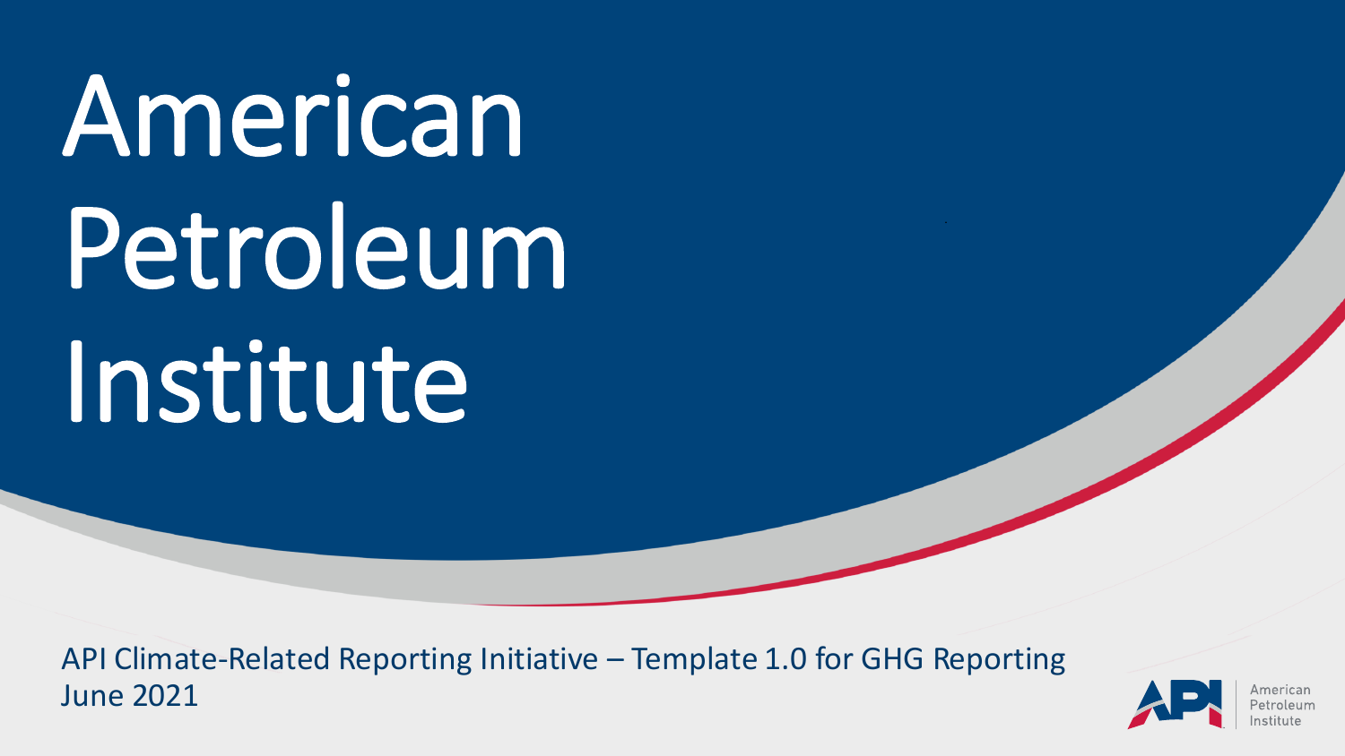# American Petroleum Institute

API Climate-Related Reporting Initiative – Template 1.0 for GHG Reporting
June 2021

American Petroleum Institute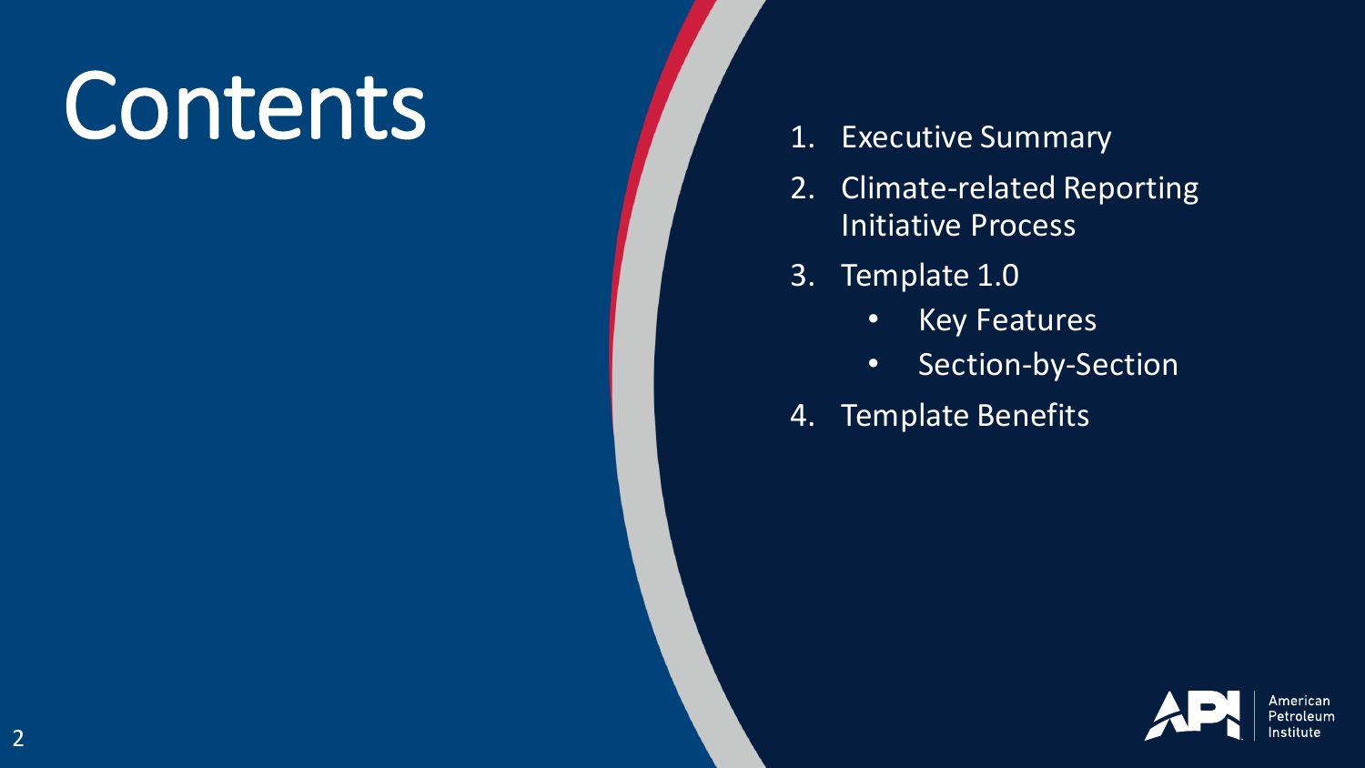# Contents

1. Executive Summary
2. Climate-related Reporting Initiative Process
3. Template 1.0
    - Key Features
    - Section-by-Section
4. Template Benefits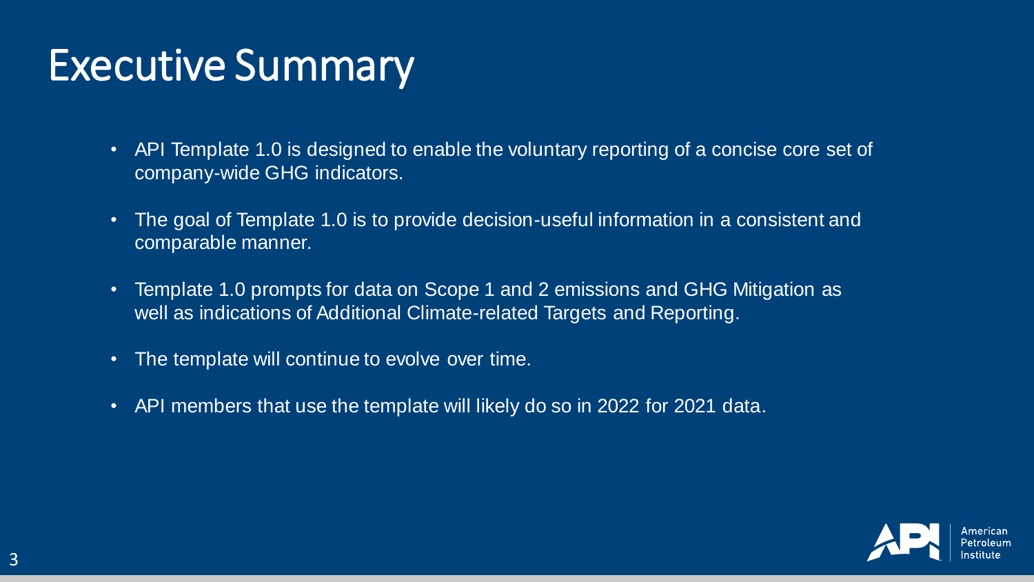# Executive Summary

- API Template 1.0 is designed to enable the voluntary reporting of a concise core set of company-wide GHG indicators.
- The goal of Template 1.0 is to provide decision-useful information in a consistent and comparable manner.
- Template 1.0 prompts for data on Scope 1 and 2 emissions and GHG Mitigation as well as indications of Additional Climate-related Targets and Reporting.
- The template will continue to evolve over time.
- API members that use the template will likely do so in 2022 for 2021 data.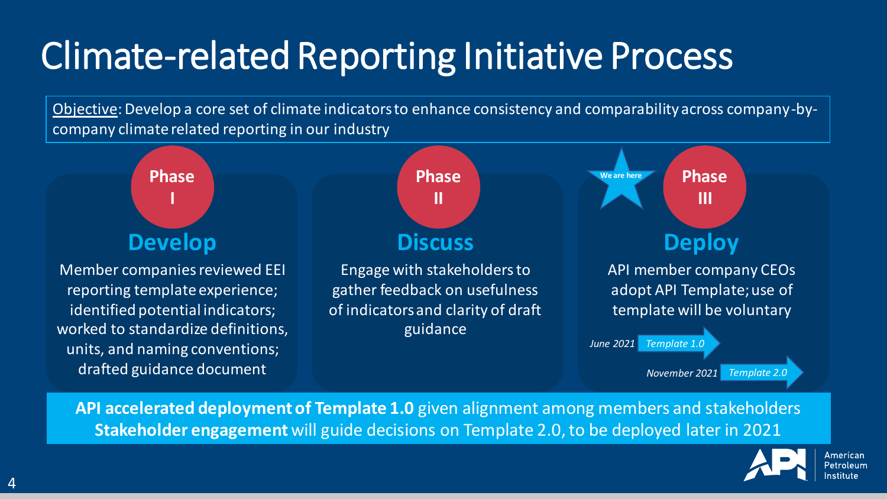# Climate-related Reporting Initiative Process

Objective: Develop a core set of climate indicators to enhance consistency and comparability across company-by-company climate related reporting in our industry

## Phase I

### Develop

Member companies reviewed EEI reporting template experience; identified potential indicators; worked to standardize definitions, units, and naming conventions; drafted guidance document

## Phase II

### Discuss

Engage with stakeholders to gather feedback on usefulness of indicators and clarity of draft guidance

## Phase III

We are here

### Deploy

API member company CEOs adopt API Template; use of template will be voluntary

*June 2021* → *Template 1.0*

*November 2021* → *Template 2.0*

**API accelerated deployment of Template 1.0** given alignment among members and stakeholders
**Stakeholder engagement** will guide decisions on Template 2.0, to be deployed later in 2021

American Petroleum Institute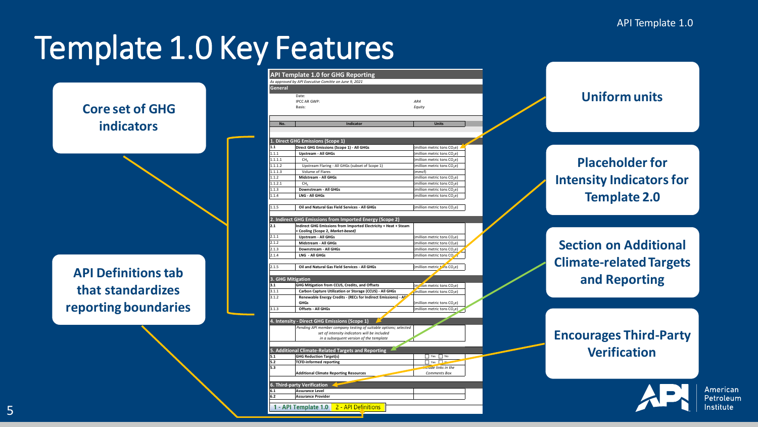# Template 1.0 Key Features

**Core set of GHG indicators**

**API Definitions tab that standardizes reporting boundaries**

**Uniform units**

**Placeholder for Intensity Indicators for Template 2.0**

**Section on Additional Climate-related Targets and Reporting**

**Encourages Third-Party Verification**

**API Template 1.0 for GHG Reporting**

*As approved by API Executive Comitte on June 9, 2021*

**General**

Date:

IPCC AR GWP: *AR4*

Basis: *Equity*

| No. | Indicator | Units |
|---|---|---|
| **1. Direct GHG Emissions (Scope 1)** | | |
| 1.1 | **Direct GHG Emissions (Scope 1) - All GHGs** | (million metric tons $CO_2e$) |
| 1.1.1 | **Upstream - All GHGs** | (million metric tons $CO_2e$) |
| 1.1.1.1 | $CH_4$ | (million metric tons $CO_2e$) |
| 1.1.1.2 | Upstream Flaring - All GHGs (subset of Scope 1) | (million metric tons $CO_2e$) |
| 1.1.1.3 | Volume of Flares | (mmcf) |
| 1.1.2 | **Midstream - All GHGs** | (million metric tons $CO_2e$) |
| 1.1.2.1 | $CH_4$ | (million metric tons $CO_2e$) |
| 1.1.3 | **Downstream - All GHGs** | (million metric tons $CO_2e$) |
| 1.1.4 | **LNG - All GHGs** | (million metric tons $CO_2e$) |
| 1.1.5 | **Oil and Natural Gas Field Services - All GHGs** | (million metric tons $CO_2e$) |
| **2. Indirect GHG Emissions from Imported Energy (Scope 2)** | | |
| 2.1 | **Indirect GHG Emissions from Imported Electricity + Heat + Steam + Cooling (Scope 2, *Market-based*)** | |
| 2.1.1 | **Upstream - All GHGs** | (million metric tons $CO_2e$) |
| 2.1.2 | **Midstream - All GHGs** | (million metric tons $CO_2e$) |
| 2.1.3 | **Downstream - All GHGs** | (million metric tons $CO_2e$) |
| 2.1.4 | **LNG - All GHGs** | (million metric tons $CO_2e$) |
| 2.1.5 | **Oil and Natural Gas Field Services - All GHGs** | (million metric tons $CO_2e$) |
| **3. GHG Mitigation** | | |
| 3.1 | **GHG Mitigation from CCUS, Credits, and Offsets** | (million metric tons $CO_2e$) |
| 3.1.1 | **Carbon Capture Utilization or Storage (CCUS) - All GHGs** | (million metric tons $CO_2e$) |
| 3.1.2 | **Renewable Energy Credits - (RECs for Indirect Emissions) - All GHGs** | (million metric tons $CO_2e$) |
| 3.1.3 | **Offsets - All GHGs** | (million metric tons $CO_2e$) |
| **4. Intensity - Direct GHG Emissions (Scope 1)** | | |
| | *Pending API member company testing of suitable options; selected set of intensity indicators will be included in a subsequent version of the template* | |
| **5. Additional Climate-Related Targets and Reporting** | | |
| 5.1 | **GHG Reduction Target(s)** | ☐ Yes ☐ No |
| 5.2 | **TCFD-informed reporting** | ☐ Yes ☐ No |
| 5.3 | **Additional Climate Reporting Resources** | *Include links in the Comments Box* |
| **6. Third-party Verification** | | |
| 6.1 | **Assurance Level** | |
| 6.2 | **Assurance Provider** | |

1 - API Template 1.0 | 2 - API Definitions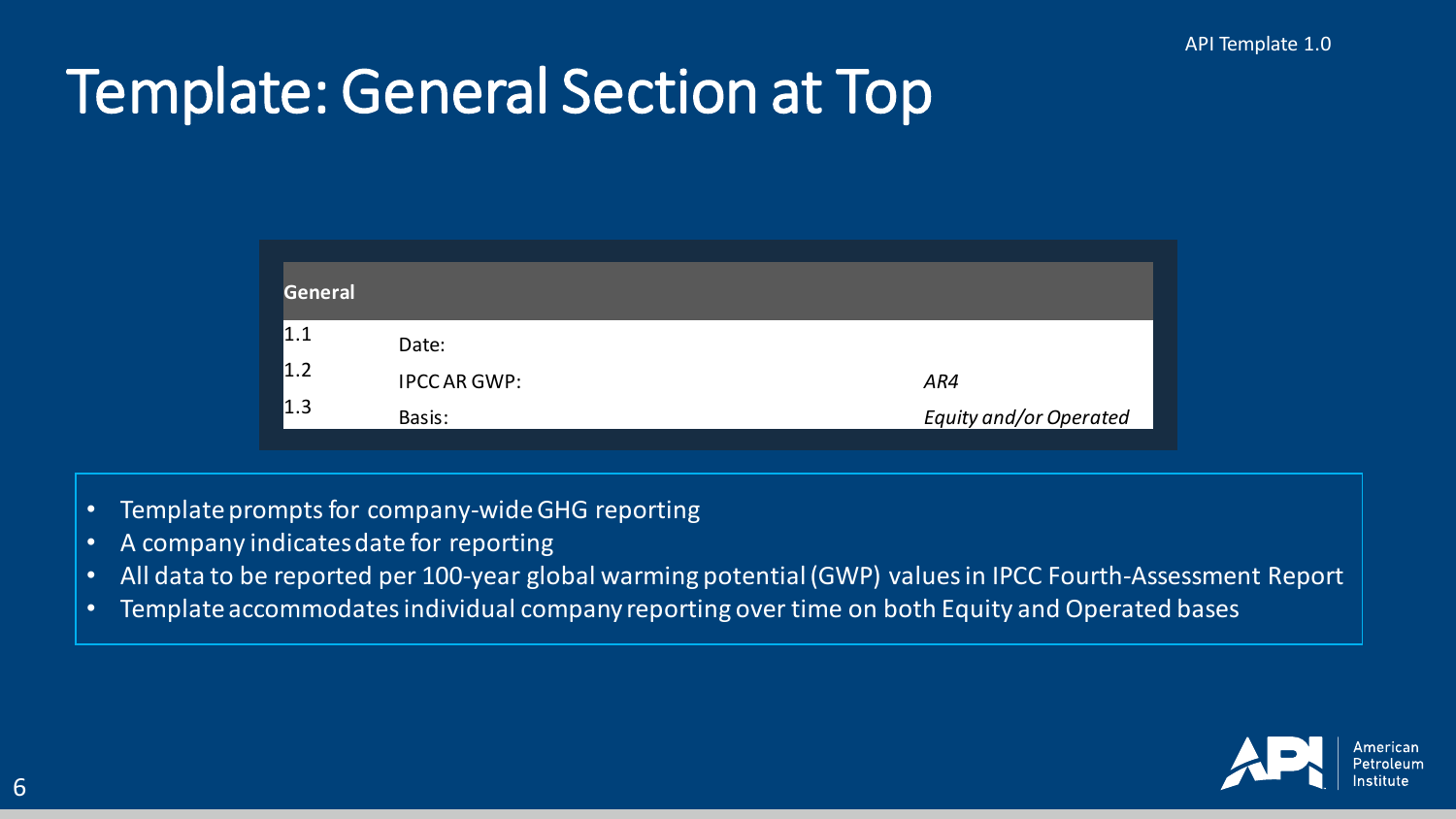API Template 1.0

# Template: General Section at Top

| General | | |
|---|---|---|
| 1.1 | Date: | |
| 1.2 | IPCC AR GWP: | *AR4* |
| 1.3 | Basis: | *Equity and/or Operated* |

- Template prompts for company-wide GHG reporting
- A company indicates date for reporting
- All data to be reported per 100-year global warming potential (GWP) values in IPCC Fourth-Assessment Report
- Template accommodates individual company reporting over time on both Equity and Operated bases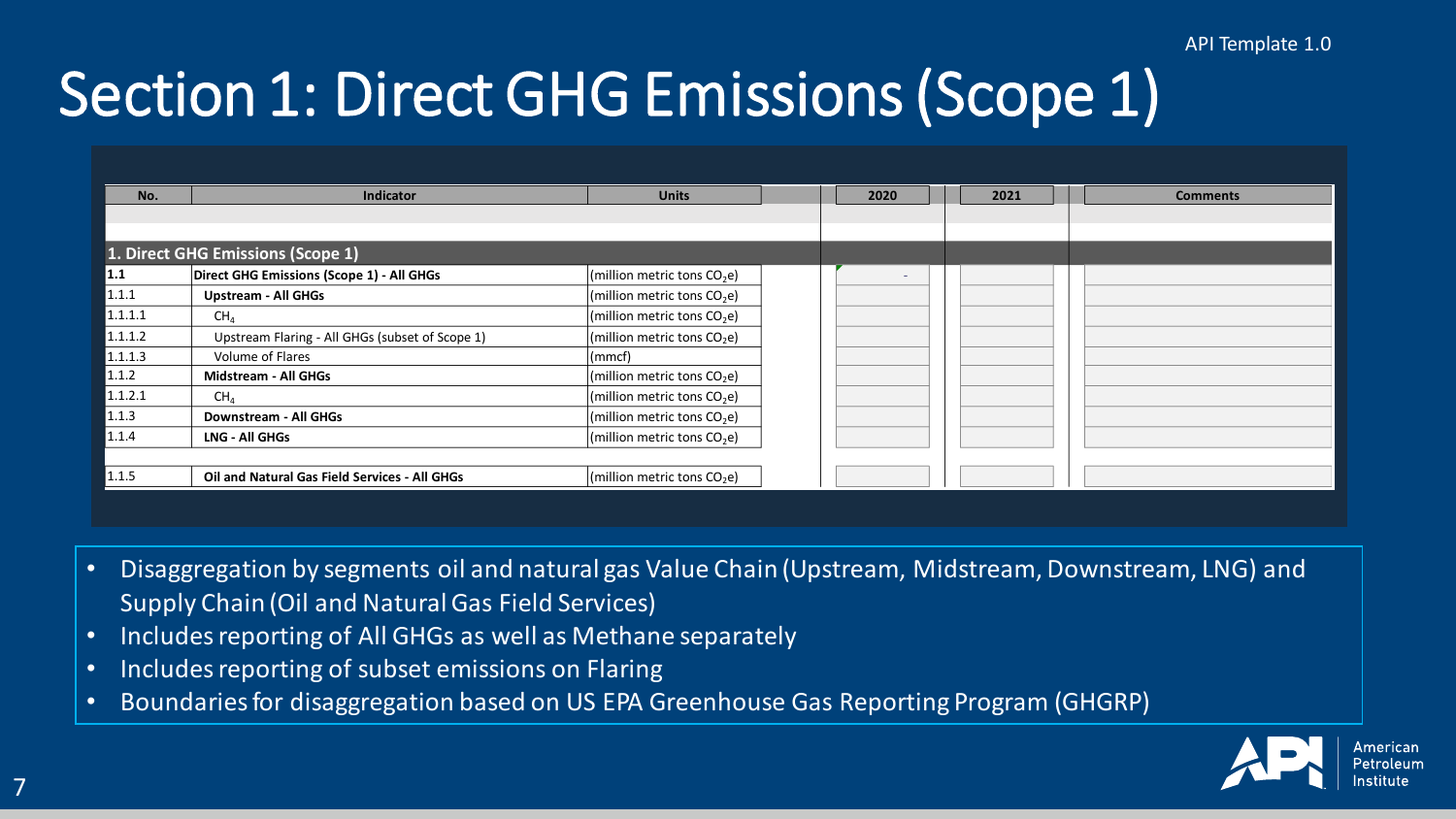API Template 1.0

# Section 1: Direct GHG Emissions (Scope 1)

| No. | Indicator | Units | 2020 | 2021 | Comments |
|---|---|---|---|---|---|
| **1. Direct GHG Emissions (Scope 1)** | | | | | |
| **1.1** | **Direct GHG Emissions (Scope 1) - All GHGs** | (million metric tons $CO_2$e) | - | | |
| 1.1.1 | **Upstream - All GHGs** | (million metric tons $CO_2$e) | | | |
| 1.1.1.1 | $CH_4$ | (million metric tons $CO_2$e) | | | |
| 1.1.1.2 | Upstream Flaring - All GHGs (subset of Scope 1) | (million metric tons $CO_2$e) | | | |
| 1.1.1.3 | Volume of Flares | (mmcf) | | | |
| 1.1.2 | **Midstream - All GHGs** | (million metric tons $CO_2$e) | | | |
| 1.1.2.1 | $CH_4$ | (million metric tons $CO_2$e) | | | |
| 1.1.3 | **Downstream - All GHGs** | (million metric tons $CO_2$e) | | | |
| 1.1.4 | **LNG - All GHGs** | (million metric tons $CO_2$e) | | | |
| 1.1.5 | **Oil and Natural Gas Field Services - All GHGs** | (million metric tons $CO_2$e) | | | |

- Disaggregation by segments oil and natural gas Value Chain (Upstream, Midstream, Downstream, LNG) and Supply Chain (Oil and Natural Gas Field Services)
- Includes reporting of All GHGs as well as Methane separately
- Includes reporting of subset emissions on Flaring
- Boundaries for disaggregation based on US EPA Greenhouse Gas Reporting Program (GHGRP)

American Petroleum Institute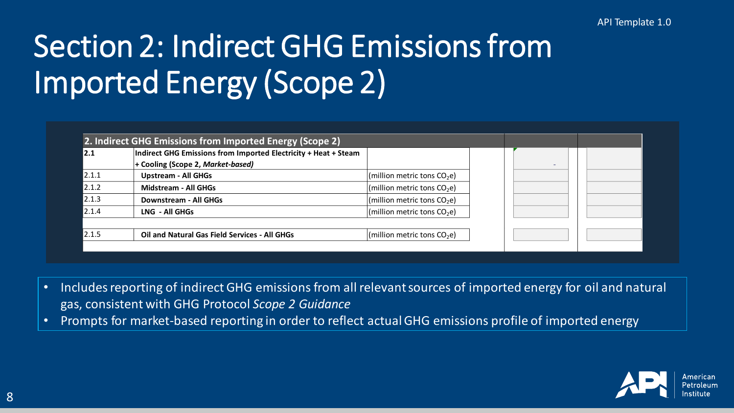# Section 2: Indirect GHG Emissions from Imported Energy (Scope 2)

| 2. Indirect GHG Emissions from Imported Energy (Scope 2) | | | | |
|---|---|---|---|---|
| **2.1** | **Indirect GHG Emissions from Imported Electricity + Heat + Steam + Cooling (Scope 2, *Market-based*)** | | - | |
| 2.1.1 | **Upstream - All GHGs** | (million metric tons $CO_2$e) | | |
| 2.1.2 | **Midstream - All GHGs** | (million metric tons $CO_2$e) | | |
| 2.1.3 | **Downstream - All GHGs** | (million metric tons $CO_2$e) | | |
| 2.1.4 | **LNG - All GHGs** | (million metric tons $CO_2$e) | | |
| 2.1.5 | **Oil and Natural Gas Field Services - All GHGs** | (million metric tons $CO_2$e) | | |

- Includes reporting of indirect GHG emissions from all relevant sources of imported energy for oil and natural gas, consistent with GHG Protocol *Scope 2 Guidance*
- Prompts for market-based reporting in order to reflect actual GHG emissions profile of imported energy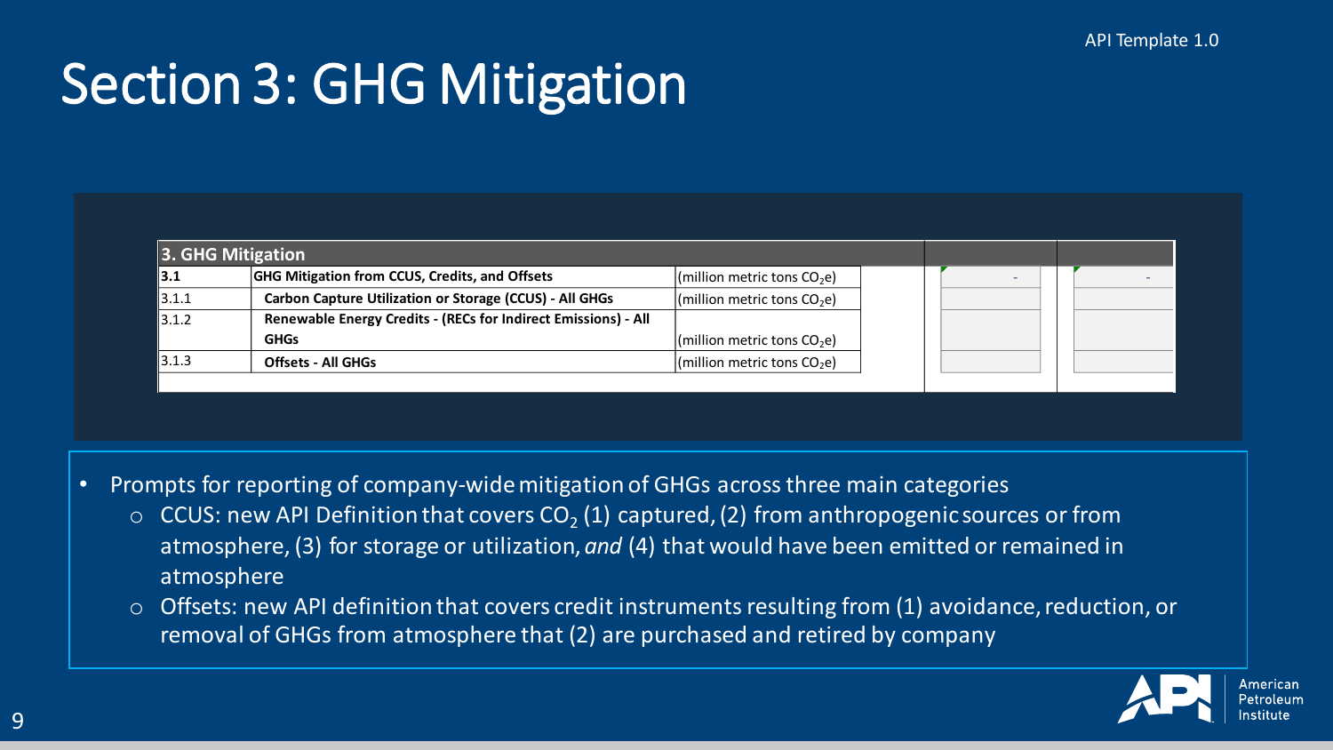# Section 3: GHG Mitigation

| 3. GHG Mitigation | | | | |
|---|---|---|---|---|
| 3.1 | **GHG Mitigation from CCUS, Credits, and Offsets** | (million metric tons $CO_2$e) | - | - |
| 3.1.1 | **Carbon Capture Utilization or Storage (CCUS) - All GHGs** | (million metric tons $CO_2$e) | | |
| 3.1.2 | **Renewable Energy Credits - (RECs for Indirect Emissions) - All GHGs** | (million metric tons $CO_2$e) | | |
| 3.1.3 | **Offsets - All GHGs** | (million metric tons $CO_2$e) | | |

- Prompts for reporting of company-wide mitigation of GHGs across three main categories
  - CCUS: new API Definition that covers $CO_2$ (1) captured, (2) from anthropogenic sources or from atmosphere, (3) for storage or utilization, *and* (4) that would have been emitted or remained in atmosphere
  - Offsets: new API definition that covers credit instruments resulting from (1) avoidance, reduction, or removal of GHGs from atmosphere that (2) are purchased and retired by company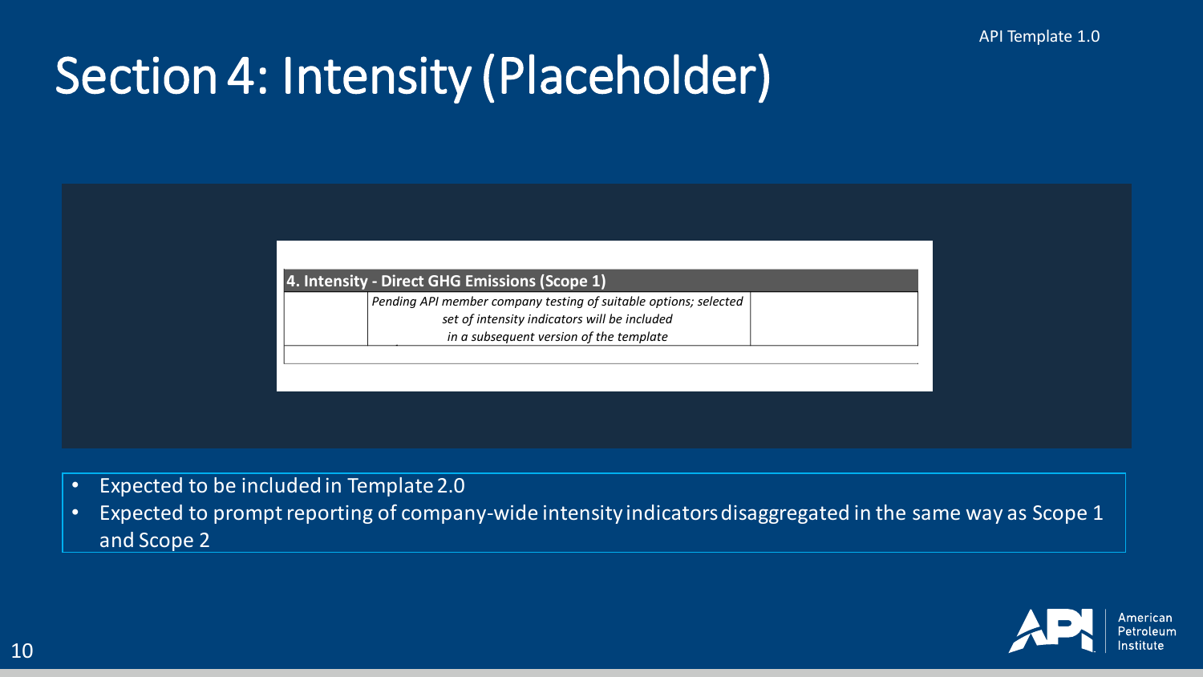# Section 4: Intensity (Placeholder)

| 4. Intensity - Direct GHG Emissions (Scope 1) | | |
|---|---|---|
| | *Pending API member company testing of suitable options; selected set of intensity indicators will be included in a subsequent version of the template* | |

- Expected to be included in Template 2.0
- Expected to prompt reporting of company-wide intensity indicators disaggregated in the same way as Scope 1 and Scope 2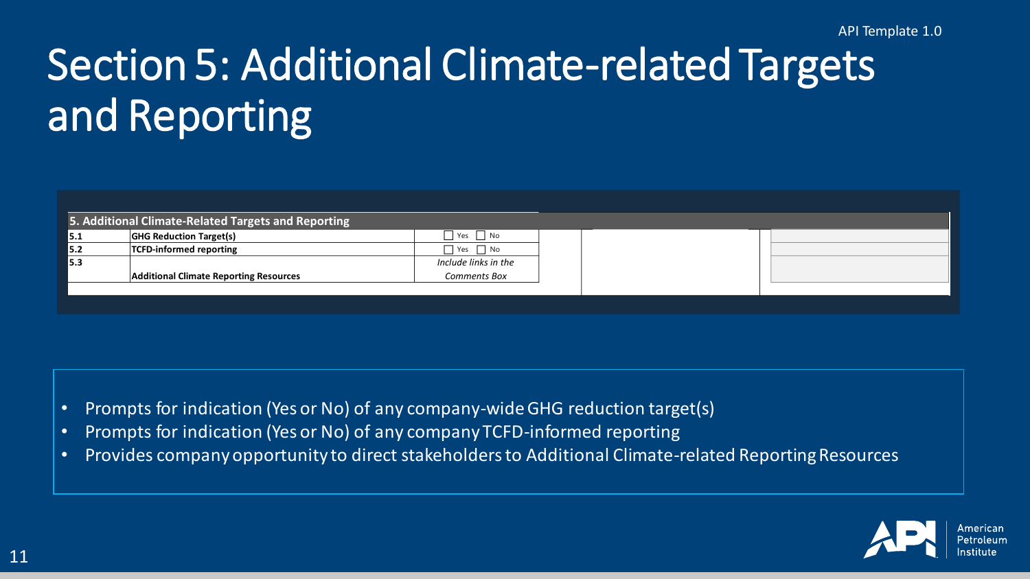# Section 5: Additional Climate-related Targets and Reporting

| 5. Additional Climate-Related Targets and Reporting | | | | |
|---|---|---|---|---|
| 5.1 | GHG Reduction Target(s) | ☐ Yes ☐ No | | |
| 5.2 | TCFD-informed reporting | ☐ Yes ☐ No | | |
| 5.3 | Additional Climate Reporting Resources | *Include links in the Comments Box* | | |

- Prompts for indication (Yes or No) of any company-wide GHG reduction target(s)
- Prompts for indication (Yes or No) of any company TCFD-informed reporting
- Provides company opportunity to direct stakeholders to Additional Climate-related Reporting Resources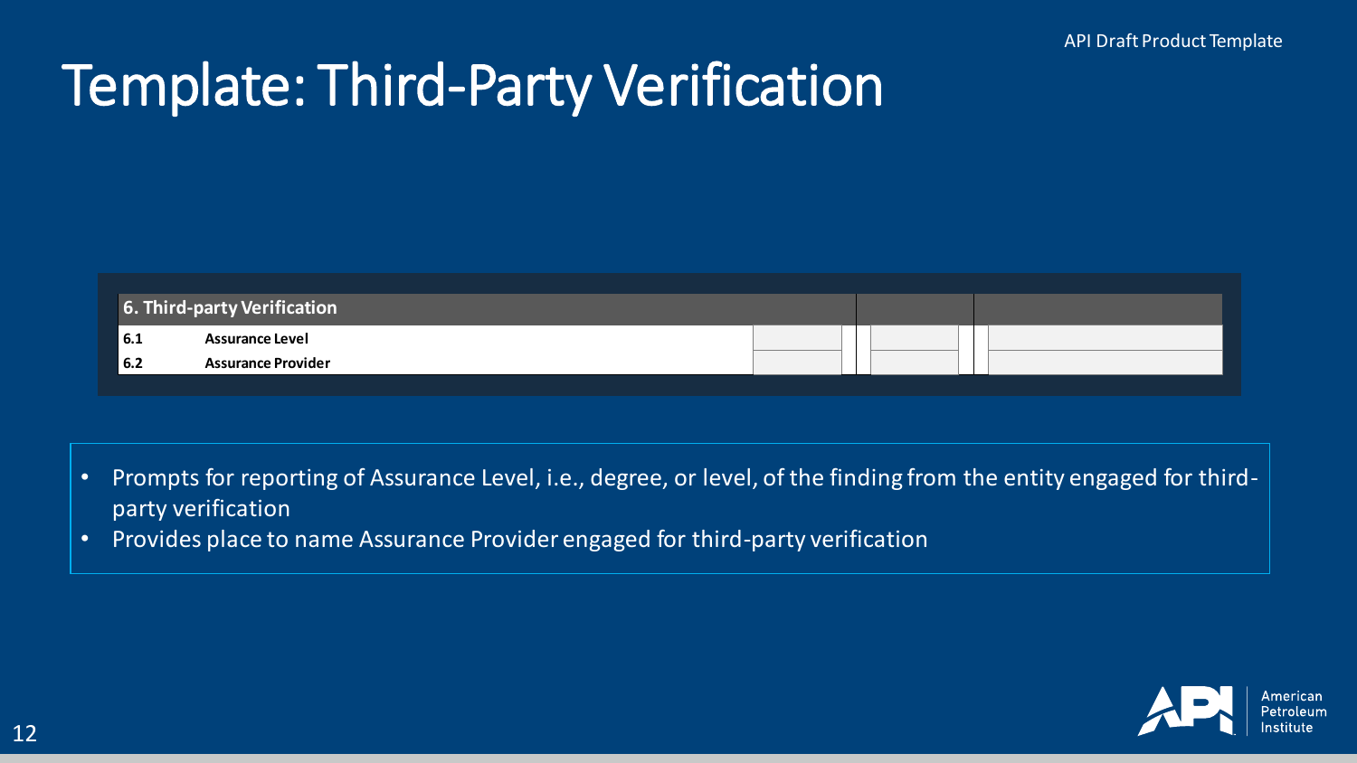# Template: Third-Party Verification

| 6. Third-party Verification | | | | |
|---|---|---|---|---|
| 6.1 | Assurance Level | | | |
| 6.2 | Assurance Provider | | | |

- Prompts for reporting of Assurance Level, i.e., degree, or level, of the finding from the entity engaged for third-party verification
- Provides place to name Assurance Provider engaged for third-party verification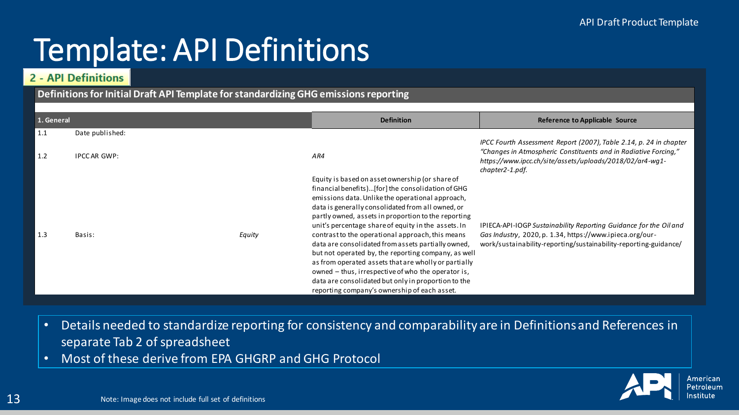# Template: API Definitions

**2 - API Definitions**

**Definitions for Initial Draft API Template for standardizing GHG emissions reporting**

| **1. General** | | | **Definition** | **Reference to Applicable Source** |
|---|---|---|---|---|
| 1.1 | Date published: | | | |
| 1.2 | IPCC AR GWP: | | *AR4* | *IPCC Fourth Assessment Report (2007), Table 2.14, p. 24 in chapter "Changes in Atmospheric Constituents and in Radiative Forcing," https://www.ipcc.ch/site/assets/uploads/2018/02/ar4-wg1-chapter2-1.pdf.* |
| 1.3 | Basis: | *Equity* | Equity is based on asset ownership (or share of financial benefits)…[for] the consolidation of GHG emissions data. Unlike the operational approach, data is generally consolidated from all owned, or partly owned, assets in proportion to the reporting unit's percentage share of equity in the assets. In contrast to the operational approach, this means data are consolidated from assets partially owned, but not operated by, the reporting company, as well as from operated assets that are wholly or partially owned – thus, irrespective of who the operator is, data are consolidated but only in proportion to the reporting company's ownership of each asset. | IPIECA-API-IOGP *Sustainability Reporting Guidance for the Oil and Gas Industry*, 2020, p. 1.34, https://www.ipieca.org/our-work/sustainability-reporting/sustainability-reporting-guidance/ |

- Details needed to standardize reporting for consistency and comparability are in Definitions and References in separate Tab 2 of spreadsheet
- Most of these derive from EPA GHGRP and GHG Protocol

Note: Image does not include full set of definitions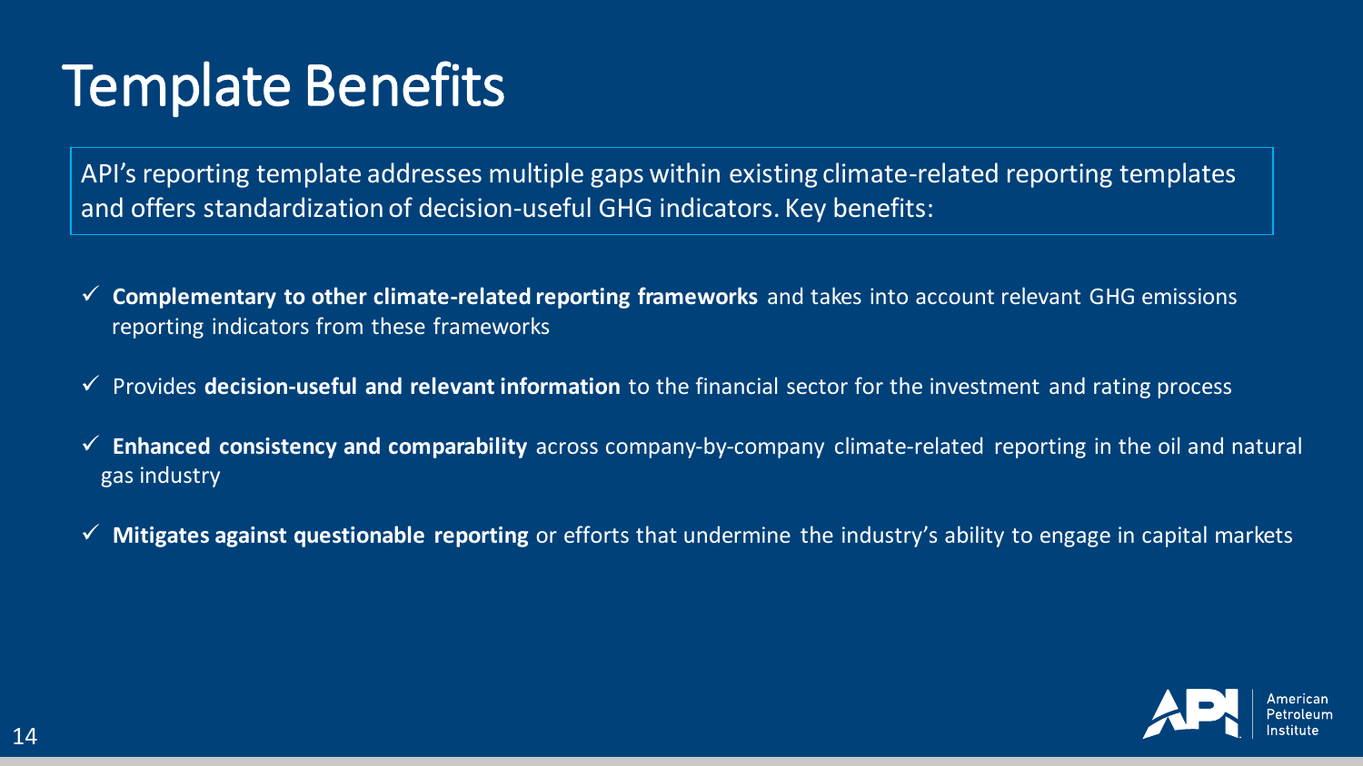# Template Benefits

API's reporting template addresses multiple gaps within existing climate-related reporting templates and offers standardization of decision-useful GHG indicators. Key benefits:

- ✓ **Complementary to other climate-related reporting frameworks** and takes into account relevant GHG emissions reporting indicators from these frameworks
- ✓ Provides **decision-useful and relevant information** to the financial sector for the investment and rating process
- ✓ **Enhanced consistency and comparability** across company-by-company climate-related reporting in the oil and natural gas industry
- ✓ **Mitigates against questionable reporting** or efforts that undermine the industry's ability to engage in capital markets

American Petroleum Institute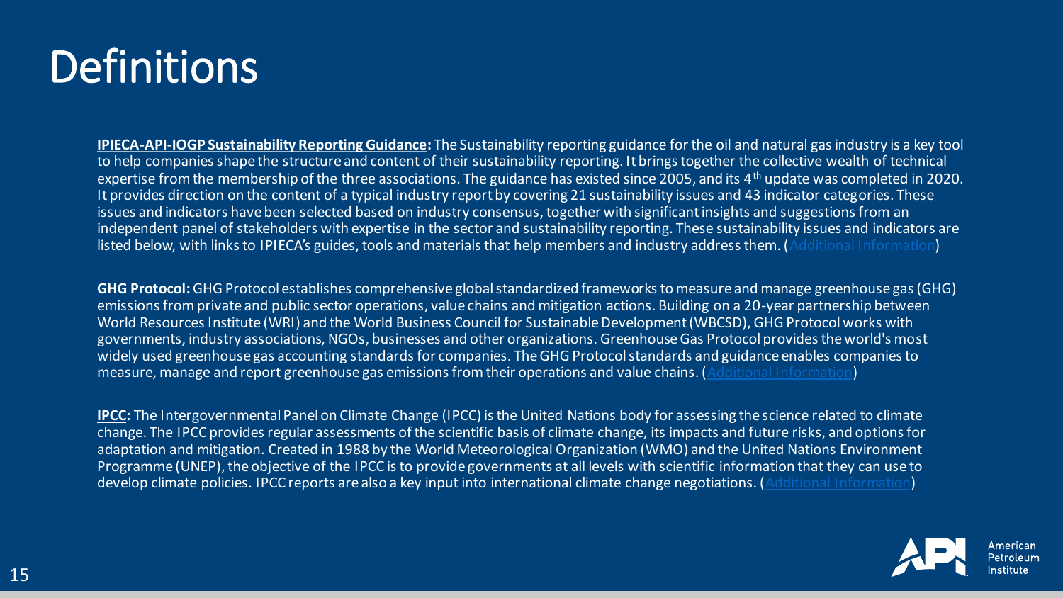# Definitions

**IPIECA-API-IOGP Sustainability Reporting Guidance:** The Sustainability reporting guidance for the oil and natural gas industry is a key tool to help companies shape the structure and content of their sustainability reporting. It brings together the collective wealth of technical expertise from the membership of the three associations. The guidance has existed since 2005, and its 4th update was completed in 2020. It provides direction on the content of a typical industry report by covering 21 sustainability issues and 43 indicator categories. These issues and indicators have been selected based on industry consensus, together with significant insights and suggestions from an independent panel of stakeholders with expertise in the sector and sustainability reporting. These sustainability issues and indicators are listed below, with links to IPIECA's guides, tools and materials that help members and industry address them. (Additional Information)

**GHG Protocol:** GHG Protocol establishes comprehensive global standardized frameworks to measure and manage greenhouse gas (GHG) emissions from private and public sector operations, value chains and mitigation actions. Building on a 20-year partnership between World Resources Institute (WRI) and the World Business Council for Sustainable Development (WBCSD), GHG Protocol works with governments, industry associations, NGOs, businesses and other organizations. Greenhouse Gas Protocol provides the world's most widely used greenhouse gas accounting standards for companies. The GHG Protocol standards and guidance enables companies to measure, manage and report greenhouse gas emissions from their operations and value chains. (Additional Information)

**IPCC:** The Intergovernmental Panel on Climate Change (IPCC) is the United Nations body for assessing the science related to climate change. The IPCC provides regular assessments of the scientific basis of climate change, its impacts and future risks, and options for adaptation and mitigation. Created in 1988 by the World Meteorological Organization (WMO) and the United Nations Environment Programme (UNEP), the objective of the IPCC is to provide governments at all levels with scientific information that they can use to develop climate policies. IPCC reports are also a key input into international climate change negotiations. (Additional Information)